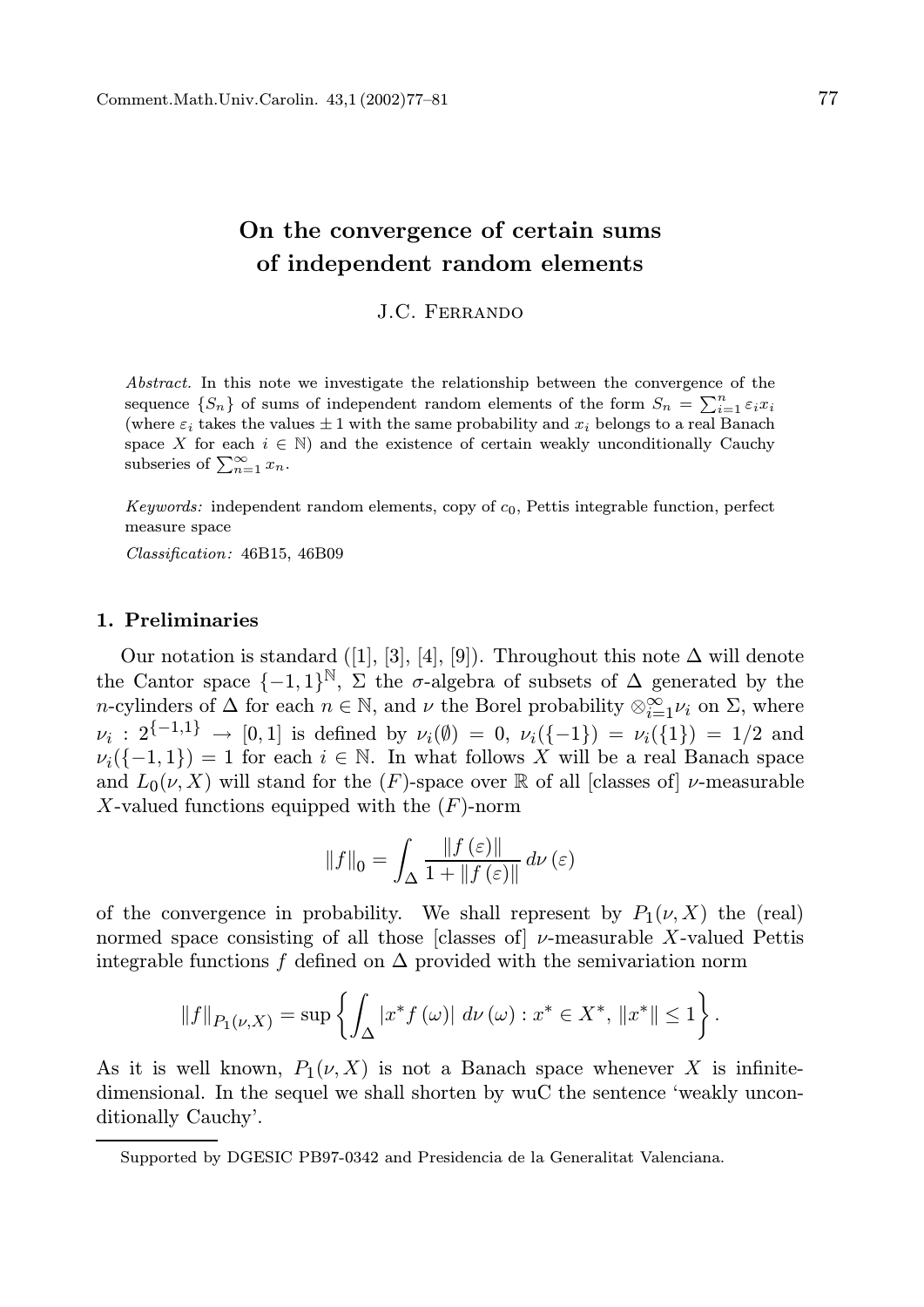# On the convergence of certain sums of independent random elements

J.C. Ferrando

*Abstract.* In this note we investigate the relationship between the convergence of the sequence $\{S_n\}$ of sums of independent random elements of the form $S_n = \sum_{i=1}^{n} \varepsilon_i x_i$ (where $\varepsilon_i$ takes the values $\pm 1$ with the same probability and $x_i$ belongs to a real Banach space $X$ for each $i \in \mathbb{N}$) and the existence of certain weakly unconditionally Cauchy subseries of $\sum_{n=1}^{\infty} x_n$.

*Keywords:* independent random elements, copy of $c_0$, Pettis integrable function, perfect measure space

*Classification:* 46B15, 46B09

## 1. Preliminaries

Our notation is standard ([1], [3], [4], [9]). Throughout this note $\Delta$ will denote the Cantor space $\{-1,1\}^{\mathbb{N}}$, $\Sigma$ the $\sigma$-algebra of subsets of $\Delta$ generated by the $n$-cylinders of $\Delta$ for each $n \in \mathbb{N}$, and $\nu$ the Borel probability $\otimes_{i=1}^{\infty} \nu_i$ on $\Sigma$, where $\nu_i : 2^{\{-1,1\}} \to [0,1]$ is defined by $\nu_i(\emptyset) = 0$, $\nu_i(\{-1\}) = \nu_i(\{1\}) = 1/2$ and $\nu_i(\{-1,1\}) = 1$ for each $i \in \mathbb{N}$. In what follows $X$ will be a real Banach space and $L_0(\nu, X)$ will stand for the $(F)$-space over $\mathbb{R}$ of all [classes of] $\nu$-measurable $X$-valued functions equipped with the $(F)$-norm

$$\|f\|_0 = \int_{\Delta} \frac{\|f(\varepsilon)\|}{1 + \|f(\varepsilon)\|} \, d\nu(\varepsilon)$$

of the convergence in probability. We shall represent by $P_1(\nu, X)$ the (real) normed space consisting of all those [classes of] $\nu$-measurable $X$-valued Pettis integrable functions $f$ defined on $\Delta$ provided with the semivariation norm

$$\|f\|_{P_1(\nu,X)} = \sup \left\{ \int_{\Delta} |x^* f(\omega)| \, d\nu(\omega) : x^* \in X^*, \|x^*\| \leq 1 \right\}.$$

As it is well known, $P_1(\nu, X)$ is not a Banach space whenever $X$ is infinite-dimensional. In the sequel we shall shorten by wuC the sentence 'weakly unconditionally Cauchy'.

Supported by DGESIC PB97-0342 and Presidencia de la Generalitat Valenciana.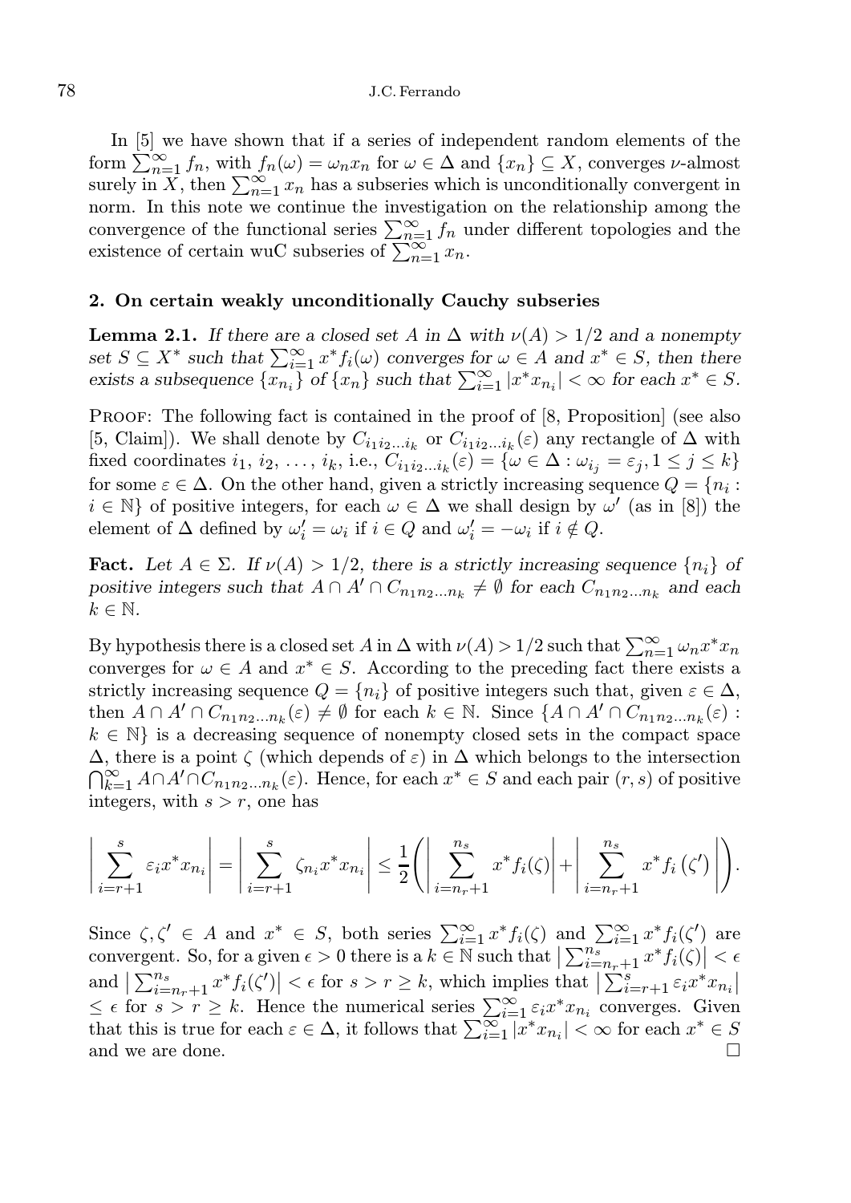In [5] we have shown that if a series of independent random elements of the form $\sum_{n=1}^{\infty} f_n$, with $f_n(\omega) = \omega_n x_n$ for $\omega \in \Delta$ and $\{x_n\} \subseteq X$, converges $\nu$-almost surely in $X$, then $\sum_{n=1}^{\infty} x_n$ has a subseries which is unconditionally convergent in norm. In this note we continue the investigation on the relationship among the convergence of the functional series $\sum_{n=1}^{\infty} f_n$ under different topologies and the existence of certain wuC subseries of $\sum_{n=1}^{\infty} x_n$.

## 2. On certain weakly unconditionally Cauchy subseries

**Lemma 2.1.** *If there are a closed set $A$ in $\Delta$ with $\nu(A) > 1/2$ and a nonempty set $S \subseteq X^*$ such that $\sum_{i=1}^{\infty} x^* f_i(\omega)$ converges for $\omega \in A$ and $x^* \in S$, then there exists a subsequence $\{x_{n_i}\}$ of $\{x_n\}$ such that $\sum_{i=1}^{\infty} |x^* x_{n_i}| < \infty$ for each $x^* \in S$.*

Proof: The following fact is contained in the proof of [8, Proposition] (see also [5, Claim]). We shall denote by $C_{i_1 i_2 \ldots i_k}$ or $C_{i_1 i_2 \ldots i_k}(\varepsilon)$ any rectangle of $\Delta$ with fixed coordinates $i_1, i_2, \ldots, i_k$, i.e., $C_{i_1 i_2 \ldots i_k}(\varepsilon) = \{\omega \in \Delta : \omega_{i_j} = \varepsilon_j, 1 \leq j \leq k\}$ for some $\varepsilon \in \Delta$. On the other hand, given a strictly increasing sequence $Q = \{n_i : i \in \mathbb{N}\}$ of positive integers, for each $\omega \in \Delta$ we shall design by $\omega'$ (as in [8]) the element of $\Delta$ defined by $\omega'_i = \omega_i$ if $i \in Q$ and $\omega'_i = -\omega_i$ if $i \notin Q$.

**Fact.** *Let $A \in \Sigma$. If $\nu(A) > 1/2$, there is a strictly increasing sequence $\{n_i\}$ of positive integers such that $A \cap A' \cap C_{n_1 n_2 \ldots n_k} \neq \emptyset$ for each $C_{n_1 n_2 \ldots n_k}$ and each $k \in \mathbb{N}$.*

By hypothesis there is a closed set $A$ in $\Delta$ with $\nu(A) > 1/2$ such that $\sum_{n=1}^{\infty} \omega_n x^* x_n$ converges for $\omega \in A$ and $x^* \in S$. According to the preceding fact there exists a strictly increasing sequence $Q = \{n_i\}$ of positive integers such that, given $\varepsilon \in \Delta$, then $A \cap A' \cap C_{n_1 n_2 \ldots n_k}(\varepsilon) \neq \emptyset$ for each $k \in \mathbb{N}$. Since $\{A \cap A' \cap C_{n_1 n_2 \ldots n_k}(\varepsilon) : k \in \mathbb{N}\}$ is a decreasing sequence of nonempty closed sets in the compact space $\Delta$, there is a point $\zeta$ (which depends of $\varepsilon$) in $\Delta$ which belongs to the intersection $\bigcap_{k=1}^{\infty} A \cap A' \cap C_{n_1 n_2 \ldots n_k}(\varepsilon)$. Hence, for each $x^* \in S$ and each pair $(r, s)$ of positive integers, with $s > r$, one has

$$\left| \sum_{i=r+1}^{s} \varepsilon_i x^* x_{n_i} \right| = \left| \sum_{i=r+1}^{s} \zeta_{n_i} x^* x_{n_i} \right| \leq \frac{1}{2} \left( \left| \sum_{i=n_r+1}^{n_s} x^* f_i(\zeta) \right| + \left| \sum_{i=n_r+1}^{n_s} x^* f_i(\zeta') \right| \right).$$

Since $\zeta, \zeta' \in A$ and $x^* \in S$, both series $\sum_{i=1}^{\infty} x^* f_i(\zeta)$ and $\sum_{i=1}^{\infty} x^* f_i(\zeta')$ are convergent. So, for a given $\epsilon > 0$ there is a $k \in \mathbb{N}$ such that $\left| \sum_{i=n_r+1}^{n_s} x^* f_i(\zeta) \right| < \epsilon$ and $\left| \sum_{i=n_r+1}^{n_s} x^* f_i(\zeta') \right| < \epsilon$ for $s > r \geq k$, which implies that $\left| \sum_{i=r+1}^{s} \varepsilon_i x^* x_{n_i} \right| \leq \epsilon$ for $s > r \geq k$. Hence the numerical series $\sum_{i=1}^{\infty} \varepsilon_i x^* x_{n_i}$ converges. Given that this is true for each $\varepsilon \in \Delta$, it follows that $\sum_{i=1}^{\infty} |x^* x_{n_i}| < \infty$ for each $x^* \in S$ and we are done. $\square$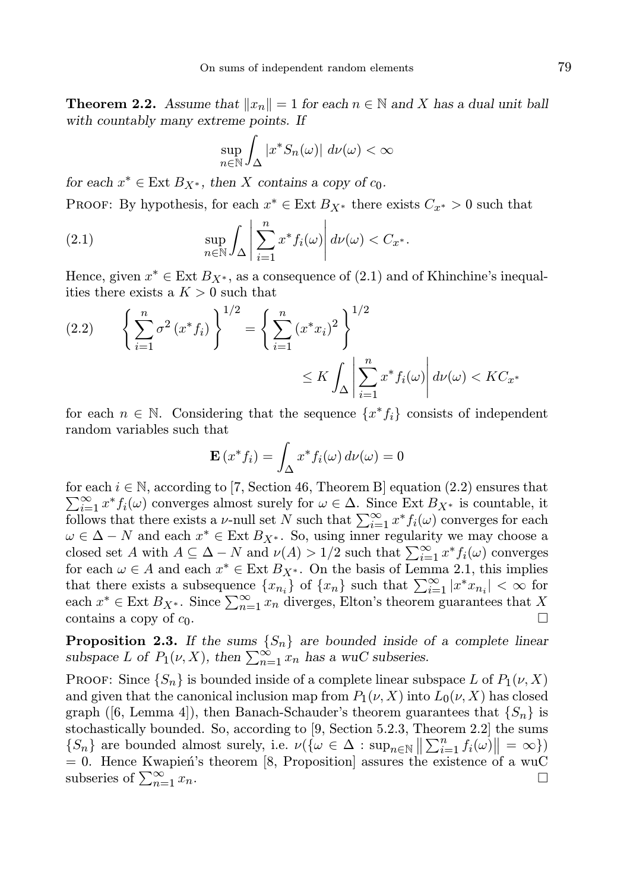**Theorem 2.2.** *Assume that $\|x_n\| = 1$ for each $n \in \mathbb{N}$ and $X$ has a dual unit ball with countably many extreme points. If*

$$\sup_{n \in \mathbb{N}} \int_{\Delta} |x^* S_n(\omega)| \, d\nu(\omega) < \infty$$

*for each $x^* \in \operatorname{Ext} B_{X^*}$, then $X$ contains a copy of $c_0$.*

Proof: By hypothesis, for each $x^* \in \operatorname{Ext} B_{X^*}$ there exists $C_{x^*} > 0$ such that

$$\sup_{n \in \mathbb{N}} \int_{\Delta} \left| \sum_{i=1}^{n} x^* f_i(\omega) \right| d\nu(\omega) < C_{x^*}. \tag{2.1}$$

Hence, given $x^* \in \operatorname{Ext} B_{X^*}$, as a consequence of (2.1) and of Khinchine's inequalities there exists a $K > 0$ such that

$$\begin{aligned} \left\{ \sum_{i=1}^{n} \sigma^2 \left(x^* f_i\right) \right\}^{1/2} &= \left\{ \sum_{i=1}^{n} \left(x^* x_i\right)^2 \right\}^{1/2} \\ &\leq K \int_{\Delta} \left| \sum_{i=1}^{n} x^* f_i(\omega) \right| d\nu(\omega) < K C_{x^*} \end{aligned} \tag{2.2}$$

for each $n \in \mathbb{N}$. Considering that the sequence $\{x^* f_i\}$ consists of independent random variables such that

$$\mathbf{E}\left(x^* f_i\right) = \int_{\Delta} x^* f_i(\omega) \, d\nu(\omega) = 0$$

for each $i \in \mathbb{N}$, according to [7, Section 46, Theorem B] equation (2.2) ensures that $\sum_{i=1}^{\infty} x^* f_i(\omega)$ converges almost surely for $\omega \in \Delta$. Since $\operatorname{Ext} B_{X^*}$ is countable, it follows that there exists a $\nu$-null set $N$ such that $\sum_{i=1}^{\infty} x^* f_i(\omega)$ converges for each $\omega \in \Delta - N$ and each $x^* \in \operatorname{Ext} B_{X^*}$. So, using inner regularity we may choose a closed set $A$ with $A \subseteq \Delta - N$ and $\nu(A) > 1/2$ such that $\sum_{i=1}^{\infty} x^* f_i(\omega)$ converges for each $\omega \in A$ and each $x^* \in \operatorname{Ext} B_{X^*}$. On the basis of Lemma 2.1, this implies that there exists a subsequence $\{x_{n_i}\}$ of $\{x_n\}$ such that $\sum_{i=1}^{\infty} |x^* x_{n_i}| < \infty$ for each $x^* \in \operatorname{Ext} B_{X^*}$. Since $\sum_{n=1}^{\infty} x_n$ diverges, Elton's theorem guarantees that $X$ contains a copy of $c_0$. □

**Proposition 2.3.** *If the sums $\{S_n\}$ are bounded inside of a complete linear subspace $L$ of $P_1(\nu, X)$, then $\sum_{n=1}^{\infty} x_n$ has a wuC subseries.*

Proof: Since $\{S_n\}$ is bounded inside of a complete linear subspace $L$ of $P_1(\nu, X)$ and given that the canonical inclusion map from $P_1(\nu, X)$ into $L_0(\nu, X)$ has closed graph ([6, Lemma 4]), then Banach-Schauder's theorem guarantees that $\{S_n\}$ is stochastically bounded. So, according to [9, Section 5.2.3, Theorem 2.2] the sums $\{S_n\}$ are bounded almost surely, i.e. $\nu(\{\omega \in \Delta : \sup_{n \in \mathbb{N}} \left\| \sum_{i=1}^{n} f_i(\omega) \right\| = \infty\})$ $= 0$. Hence Kwapień's theorem [8, Proposition] assures the existence of a wuC subseries of $\sum_{n=1}^{\infty} x_n$. □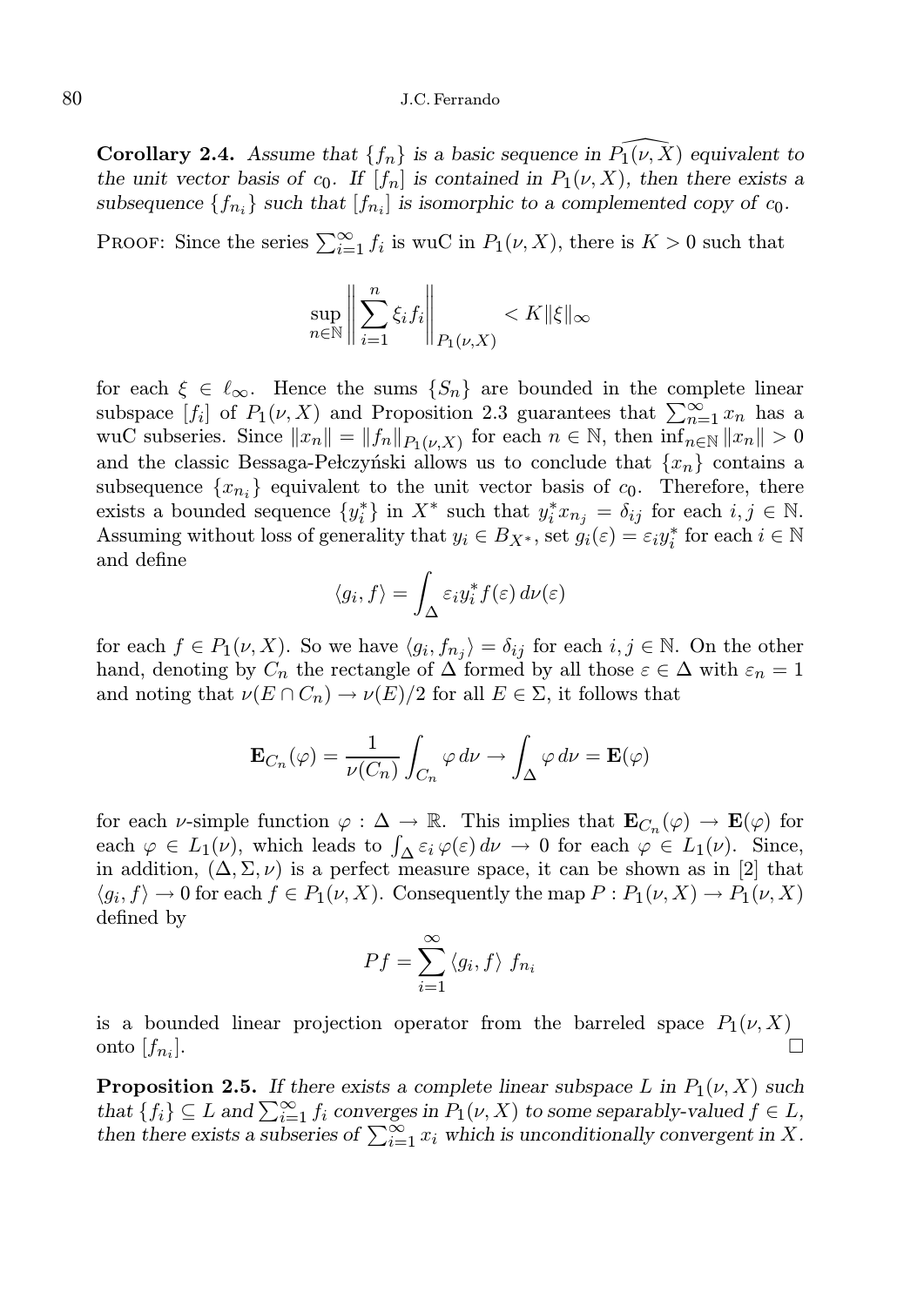**Corollary 2.4.** *Assume that $\{f_n\}$ is a basic sequence in $\widehat{P_1(\nu,X)}$ equivalent to the unit vector basis of $c_0$. If $[f_n]$ is contained in $P_1(\nu,X)$, then there exists a subsequence $\{f_{n_i}\}$ such that $[f_{n_i}]$ is isomorphic to a complemented copy of $c_0$.*

Proof: Since the series $\sum_{i=1}^{\infty} f_i$ is wuC in $P_1(\nu,X)$, there is $K>0$ such that

$$\sup_{n\in\mathbb{N}} \left\| \sum_{i=1}^{n} \xi_i f_i \right\|_{P_1(\nu,X)} < K\|\xi\|_\infty$$

for each $\xi \in \ell_\infty$. Hence the sums $\{S_n\}$ are bounded in the complete linear subspace $[f_i]$ of $P_1(\nu,X)$ and Proposition 2.3 guarantees that $\sum_{n=1}^{\infty} x_n$ has a wuC subseries. Since $\|x_n\| = \|f_n\|_{P_1(\nu,X)}$ for each $n\in\mathbb{N}$, then $\inf_{n\in\mathbb{N}} \|x_n\| > 0$ and the classic Bessaga-Pełczyński allows us to conclude that $\{x_n\}$ contains a subsequence $\{x_{n_i}\}$ equivalent to the unit vector basis of $c_0$. Therefore, there exists a bounded sequence $\{y_i^*\}$ in $X^*$ such that $y_i^* x_{n_j} = \delta_{ij}$ for each $i,j\in\mathbb{N}$. Assuming without loss of generality that $y_i \in B_{X^*}$, set $g_i(\varepsilon) = \varepsilon_i y_i^*$ for each $i\in\mathbb{N}$ and define

$$\langle g_i, f\rangle = \int_\Delta \varepsilon_i y_i^* f(\varepsilon)\, d\nu(\varepsilon)$$

for each $f\in P_1(\nu,X)$. So we have $\langle g_i, f_{n_j}\rangle = \delta_{ij}$ for each $i,j\in\mathbb{N}$. On the other hand, denoting by $C_n$ the rectangle of $\Delta$ formed by all those $\varepsilon\in\Delta$ with $\varepsilon_n = 1$ and noting that $\nu(E\cap C_n)\to \nu(E)/2$ for all $E\in\Sigma$, it follows that

$$\mathbf{E}_{C_n}(\varphi) = \frac{1}{\nu(C_n)} \int_{C_n} \varphi\, d\nu \to \int_\Delta \varphi\, d\nu = \mathbf{E}(\varphi)$$

for each $\nu$-simple function $\varphi:\Delta\to\mathbb{R}$. This implies that $\mathbf{E}_{C_n}(\varphi)\to\mathbf{E}(\varphi)$ for each $\varphi\in L_1(\nu)$, which leads to $\int_\Delta \varepsilon_i\, \varphi(\varepsilon)\, d\nu \to 0$ for each $\varphi\in L_1(\nu)$. Since, in addition, $(\Delta,\Sigma,\nu)$ is a perfect measure space, it can be shown as in [2] that $\langle g_i, f\rangle \to 0$ for each $f\in P_1(\nu,X)$. Consequently the map $P: P_1(\nu,X)\to P_1(\nu,X)$ defined by

$$Pf = \sum_{i=1}^{\infty} \langle g_i, f\rangle\ f_{n_i}$$

is a bounded linear projection operator from the barreled space $P_1(\nu,X)$ onto $[f_{n_i}]$. □

**Proposition 2.5.** *If there exists a complete linear subspace $L$ in $P_1(\nu,X)$ such that $\{f_i\}\subseteq L$ and $\sum_{i=1}^{\infty} f_i$ converges in $P_1(\nu,X)$ to some separably-valued $f\in L$, then there exists a subseries of $\sum_{i=1}^{\infty} x_i$ which is unconditionally convergent in $X$.*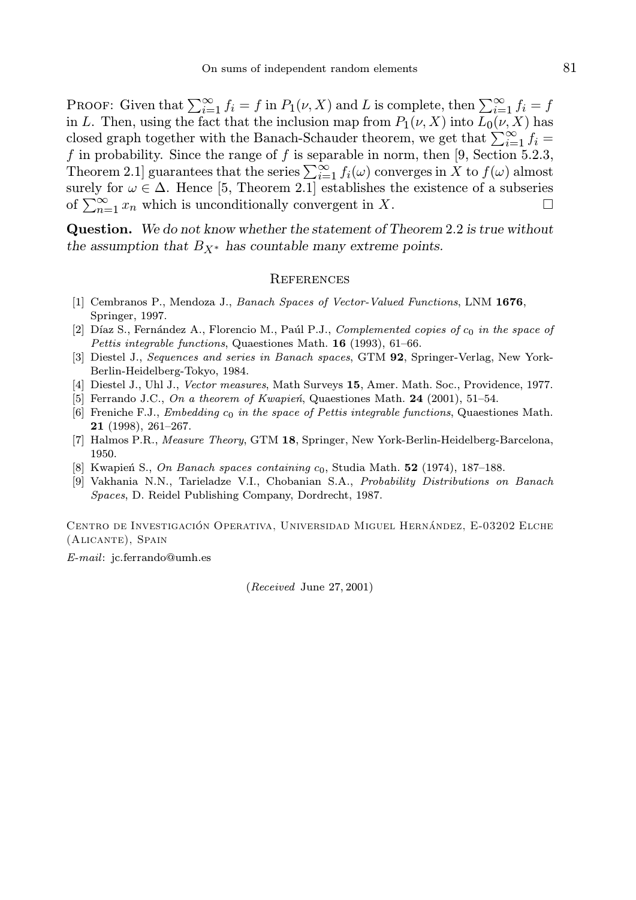PROOF: Given that $\sum_{i=1}^{\infty} f_i = f$ in $P_1(\nu, X)$ and $L$ is complete, then $\sum_{i=1}^{\infty} f_i = f$ in $L$. Then, using the fact that the inclusion map from $P_1(\nu, X)$ into $L_0(\nu, X)$ has closed graph together with the Banach-Schauder theorem, we get that $\sum_{i=1}^{\infty} f_i = f$ in probability. Since the range of $f$ is separable in norm, then [9, Section 5.2.3, Theorem 2.1] guarantees that the series $\sum_{i=1}^{\infty} f_i(\omega)$ converges in $X$ to $f(\omega)$ almost surely for $\omega \in \Delta$. Hence [5, Theorem 2.1] establishes the existence of a subseries of $\sum_{n=1}^{\infty} x_n$ which is unconditionally convergent in $X$. □

**Question.** *We do not know whether the statement of Theorem 2.2 is true without the assumption that $B_{X^*}$ has countable many extreme points.*

## References

[1] Cembranos P., Mendoza J., *Banach Spaces of Vector-Valued Functions*, LNM **1676**, Springer, 1997.

[2] Díaz S., Fernández A., Florencio M., Paúl P.J., *Complemented copies of $c_0$ in the space of Pettis integrable functions*, Quaestiones Math. **16** (1993), 61–66.

[3] Diestel J., *Sequences and series in Banach spaces*, GTM **92**, Springer-Verlag, New York-Berlin-Heidelberg-Tokyo, 1984.

[4] Diestel J., Uhl J., *Vector measures*, Math Surveys **15**, Amer. Math. Soc., Providence, 1977.

[5] Ferrando J.C., *On a theorem of Kwapień*, Quaestiones Math. **24** (2001), 51–54.

[6] Freniche F.J., *Embedding $c_0$ in the space of Pettis integrable functions*, Quaestiones Math. **21** (1998), 261–267.

[7] Halmos P.R., *Measure Theory*, GTM **18**, Springer, New York-Berlin-Heidelberg-Barcelona, 1950.

[8] Kwapień S., *On Banach spaces containing $c_0$*, Studia Math. **52** (1974), 187–188.

[9] Vakhania N.N., Tarieladze V.I., Chobanian S.A., *Probability Distributions on Banach Spaces*, D. Reidel Publishing Company, Dordrecht, 1987.

Centro de Investigación Operativa, Universidad Miguel Hernández, E-03202 Elche (Alicante), Spain

*E-mail*: jc.ferrando@umh.es

(*Received* June 27, 2001)